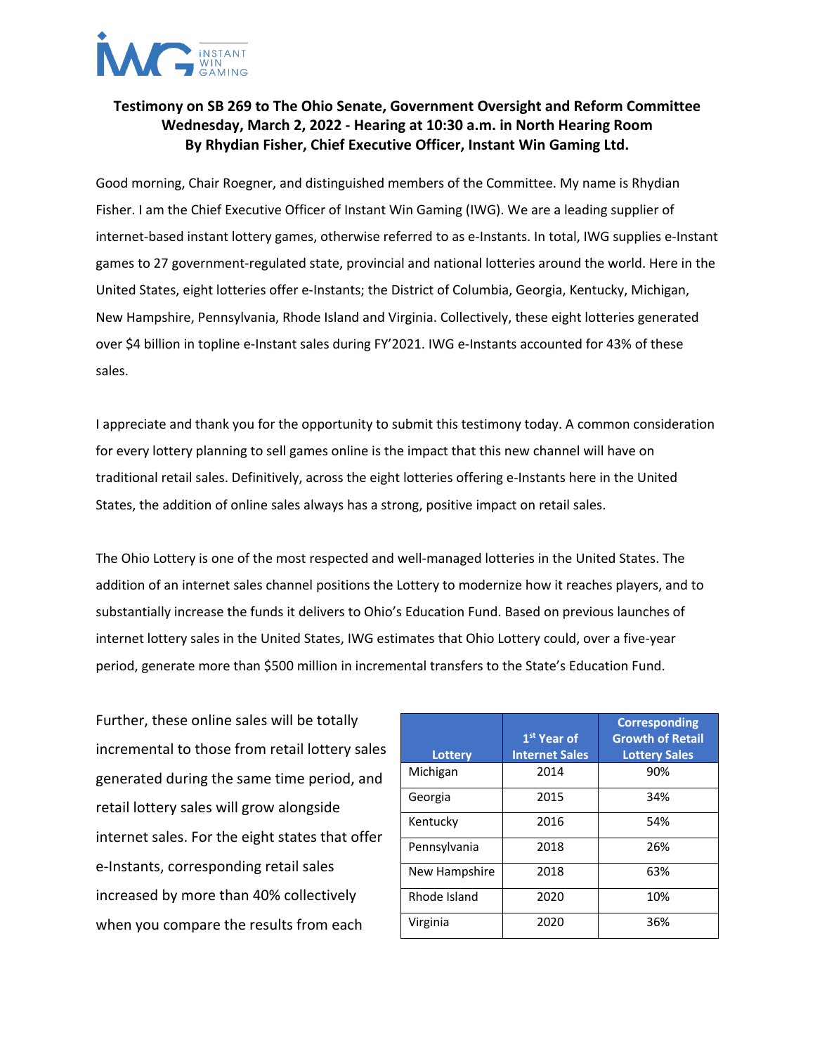**Testimony on SB 269 to The Ohio Senate, Government Oversight and Reform Committee**
**Wednesday, March 2, 2022 - Hearing at 10:30 a.m. in North Hearing Room**
**By Rhydian Fisher, Chief Executive Officer, Instant Win Gaming Ltd.**

Good morning, Chair Roegner, and distinguished members of the Committee. My name is Rhydian Fisher. I am the Chief Executive Officer of Instant Win Gaming (IWG). We are a leading supplier of internet-based instant lottery games, otherwise referred to as e-Instants. In total, IWG supplies e-Instant games to 27 government-regulated state, provincial and national lotteries around the world. Here in the United States, eight lotteries offer e-Instants; the District of Columbia, Georgia, Kentucky, Michigan, New Hampshire, Pennsylvania, Rhode Island and Virginia. Collectively, these eight lotteries generated over $4 billion in topline e-Instant sales during FY'2021. IWG e-Instants accounted for 43% of these sales.

I appreciate and thank you for the opportunity to submit this testimony today. A common consideration for every lottery planning to sell games online is the impact that this new channel will have on traditional retail sales. Definitively, across the eight lotteries offering e-Instants here in the United States, the addition of online sales always has a strong, positive impact on retail sales.

The Ohio Lottery is one of the most respected and well-managed lotteries in the United States. The addition of an internet sales channel positions the Lottery to modernize how it reaches players, and to substantially increase the funds it delivers to Ohio's Education Fund. Based on previous launches of internet lottery sales in the United States, IWG estimates that Ohio Lottery could, over a five-year period, generate more than $500 million in incremental transfers to the State's Education Fund.

| Lottery | 1st Year of Internet Sales | Corresponding Growth of Retail Lottery Sales |
|---|---|---|
| Michigan | 2014 | 90% |
| Georgia | 2015 | 34% |
| Kentucky | 2016 | 54% |
| Pennsylvania | 2018 | 26% |
| New Hampshire | 2018 | 63% |
| Rhode Island | 2020 | 10% |
| Virginia | 2020 | 36% |

Further, these online sales will be totally incremental to those from retail lottery sales generated during the same time period, and retail lottery sales will grow alongside internet sales. For the eight states that offer e-Instants, corresponding retail sales increased by more than 40% collectively when you compare the results from each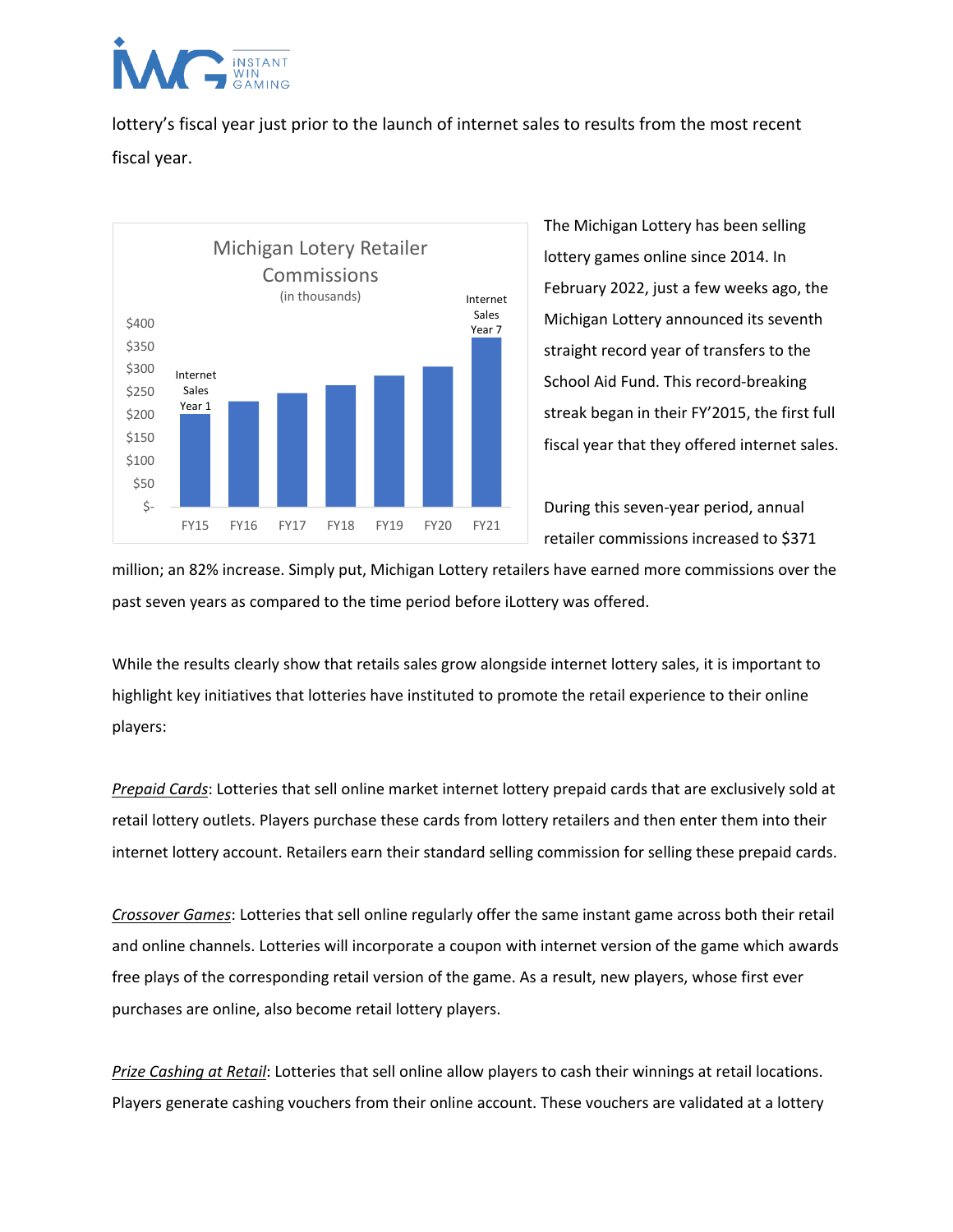lottery's fiscal year just prior to the launch of internet sales to results from the most recent fiscal year.

**Michigan Lotery Retailer Commissions**
(in thousands)

The Michigan Lottery has been selling lottery games online since 2014. In February 2022, just a few weeks ago, the Michigan Lottery announced its seventh straight record year of transfers to the School Aid Fund. This record-breaking streak began in their FY'2015, the first full fiscal year that they offered internet sales.

During this seven-year period, annual retailer commissions increased to $371 million; an 82% increase. Simply put, Michigan Lottery retailers have earned more commissions over the past seven years as compared to the time period before iLottery was offered.

While the results clearly show that retails sales grow alongside internet lottery sales, it is important to highlight key initiatives that lotteries have instituted to promote the retail experience to their online players:

*Prepaid Cards*: Lotteries that sell online market internet lottery prepaid cards that are exclusively sold at retail lottery outlets. Players purchase these cards from lottery retailers and then enter them into their internet lottery account. Retailers earn their standard selling commission for selling these prepaid cards.

*Crossover Games*: Lotteries that sell online regularly offer the same instant game across both their retail and online channels. Lotteries will incorporate a coupon with internet version of the game which awards free plays of the corresponding retail version of the game. As a result, new players, whose first ever purchases are online, also become retail lottery players.

*Prize Cashing at Retail*: Lotteries that sell online allow players to cash their winnings at retail locations. Players generate cashing vouchers from their online account. These vouchers are validated at a lottery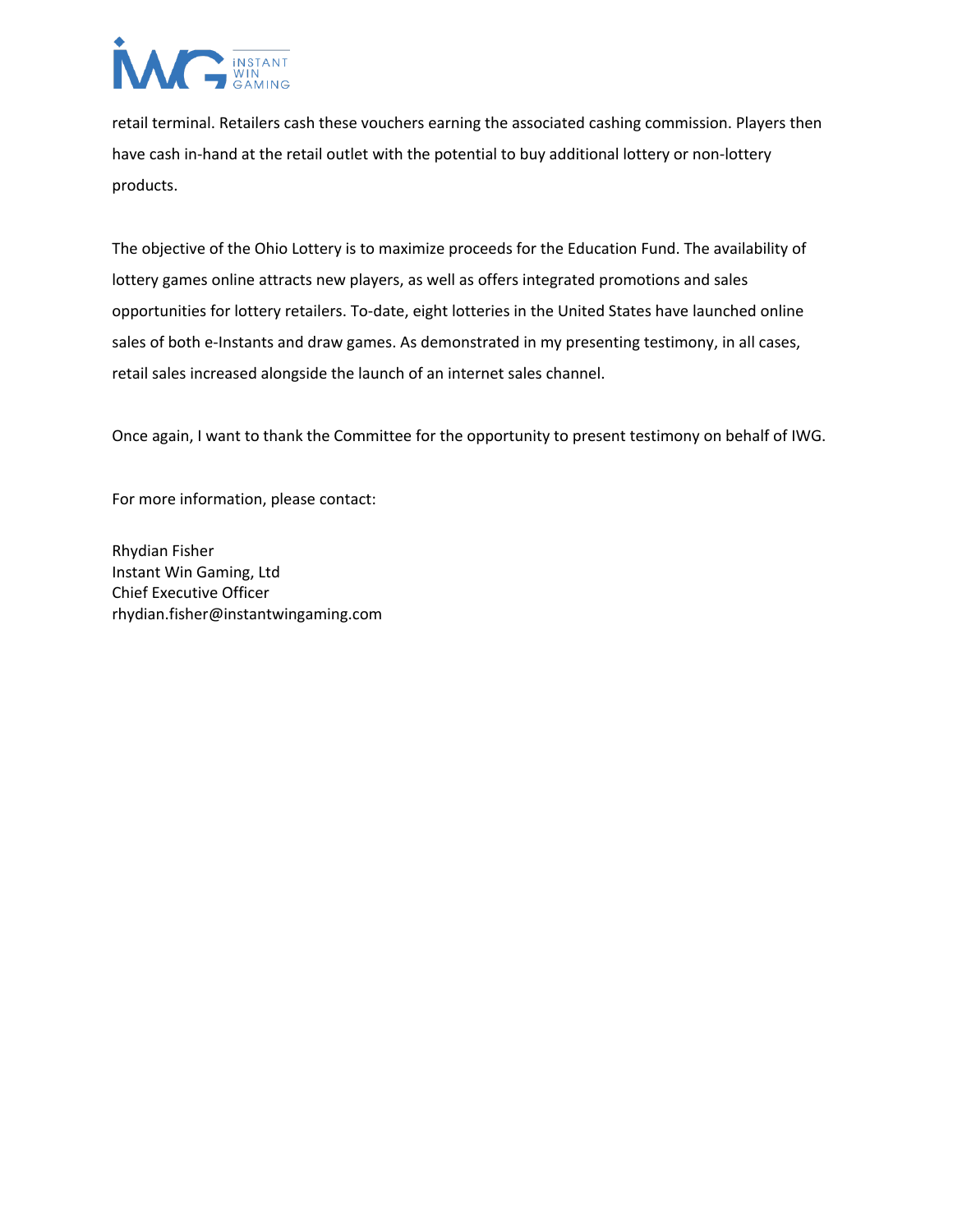retail terminal. Retailers cash these vouchers earning the associated cashing commission. Players then have cash in-hand at the retail outlet with the potential to buy additional lottery or non-lottery products.

The objective of the Ohio Lottery is to maximize proceeds for the Education Fund. The availability of lottery games online attracts new players, as well as offers integrated promotions and sales opportunities for lottery retailers. To-date, eight lotteries in the United States have launched online sales of both e-Instants and draw games. As demonstrated in my presenting testimony, in all cases, retail sales increased alongside the launch of an internet sales channel.

Once again, I want to thank the Committee for the opportunity to present testimony on behalf of IWG.

For more information, please contact:

Rhydian Fisher
Instant Win Gaming, Ltd
Chief Executive Officer
rhydian.fisher@instantwingaming.com